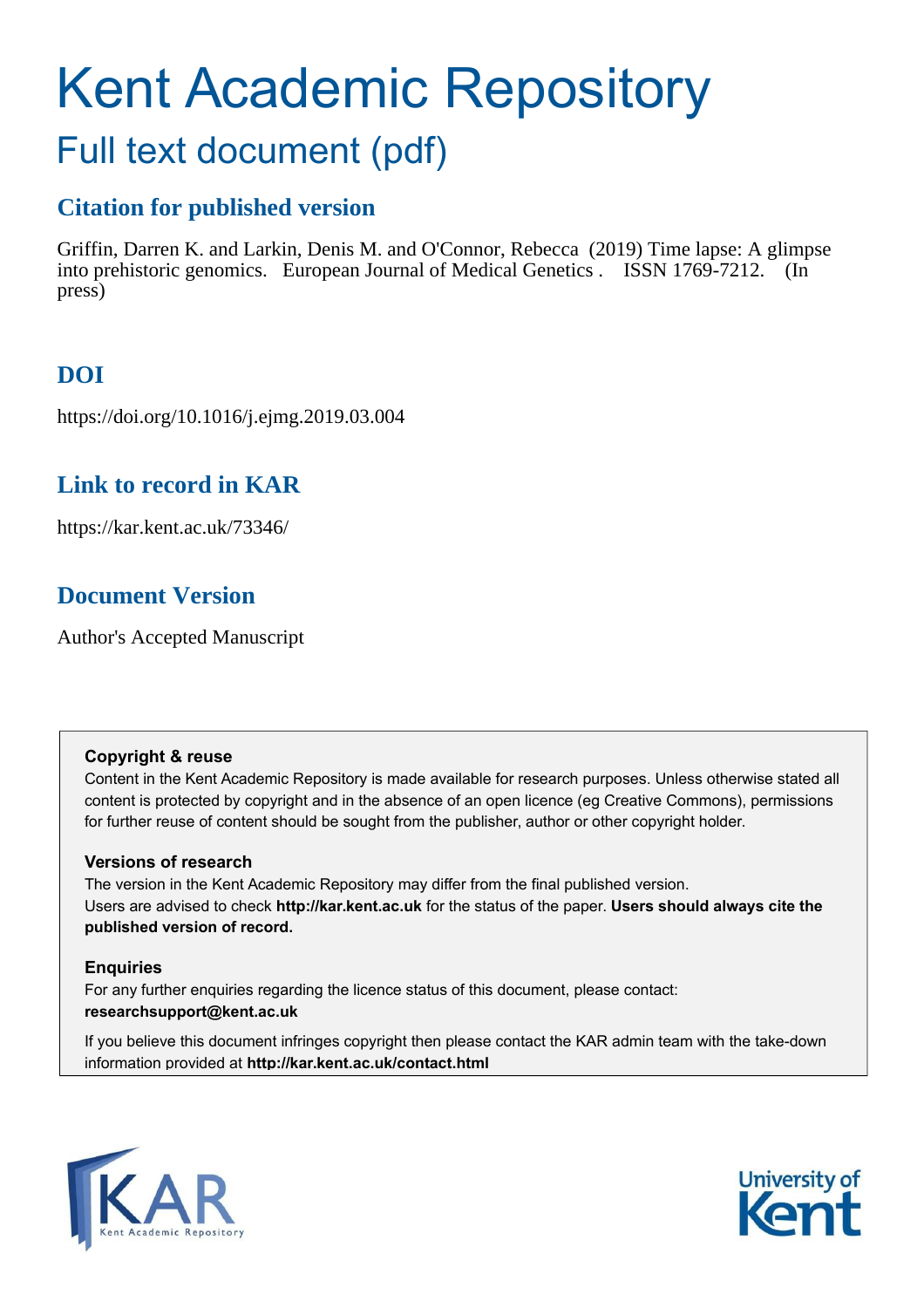# Kent Academic Repository

## Full text document (pdf)

### Citation for published version

Griffin, Darren K. and Larkin, Denis M. and O'Connor, Rebecca (2019) Time lapse: A glimpse into prehistoric genomics. European Journal of Medical Genetics . ISSN 1769-7212. (In press)

### DOI

https://doi.org/10.1016/j.ejmg.2019.03.004

### Link to record in KAR

https://kar.kent.ac.uk/73346/

### Document Version

Author's Accepted Manuscript

**Copyright & reuse**

Content in the Kent Academic Repository is made available for research purposes. Unless otherwise stated all content is protected by copyright and in the absence of an open licence (eg Creative Commons), permissions for further reuse of content should be sought from the publisher, author or other copyright holder.

**Versions of research**

The version in the Kent Academic Repository may differ from the final published version. Users are advised to check **http://kar.kent.ac.uk** for the status of the paper. **Users should always cite the published version of record.**

**Enquiries**

For any further enquiries regarding the licence status of this document, please contact: **researchsupport@kent.ac.uk**

If you believe this document infringes copyright then please contact the KAR admin team with the take-down information provided at **http://kar.kent.ac.uk/contact.html**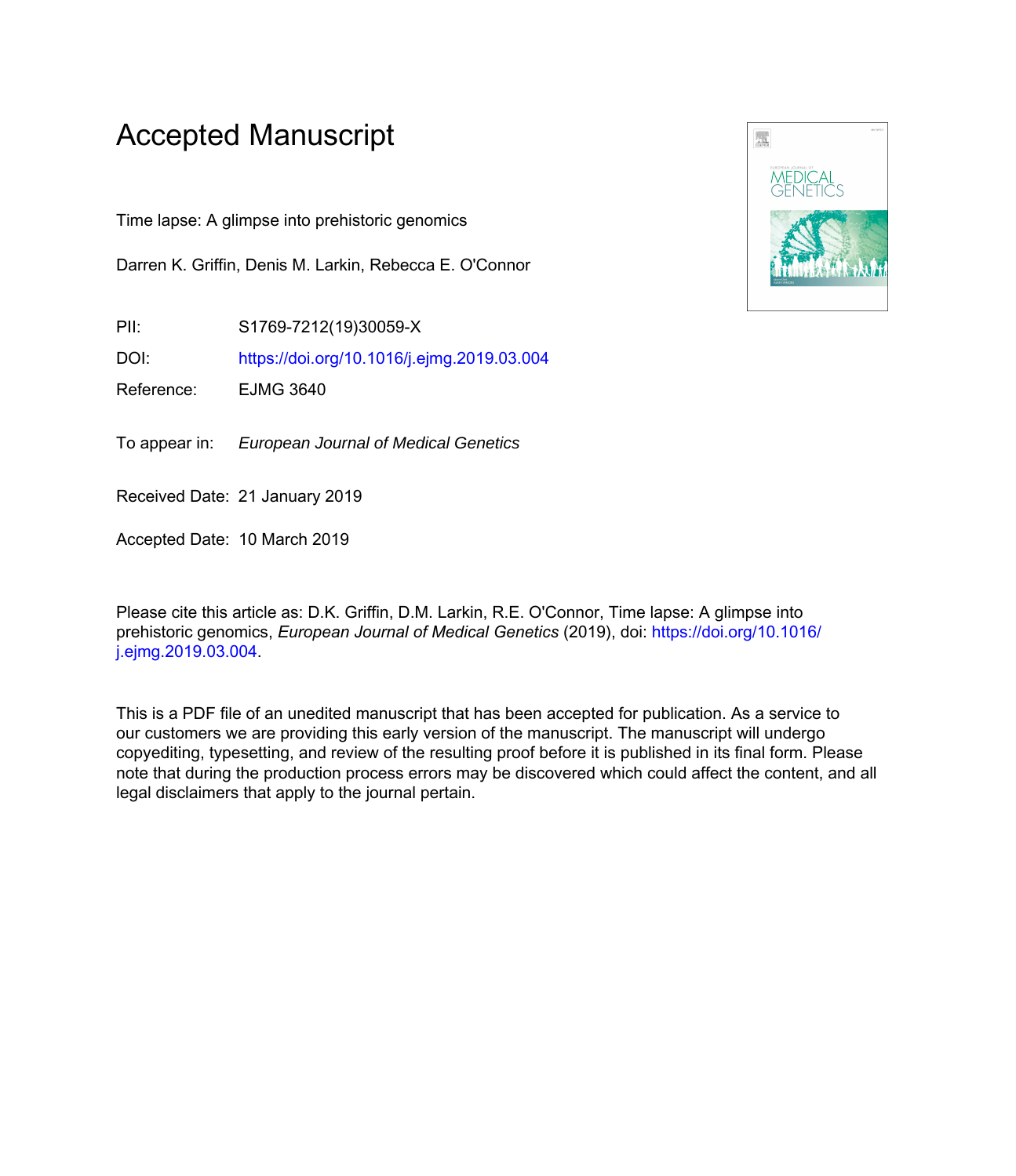# Accepted Manuscript

Time lapse: A glimpse into prehistoric genomics

Darren K. Griffin, Denis M. Larkin, Rebecca E. O'Connor

PII: S1769-7212(19)30059-X

DOI: https://doi.org/10.1016/j.ejmg.2019.03.004

Reference: EJMG 3640

To appear in: *European Journal of Medical Genetics*

Received Date: 21 January 2019

Accepted Date: 10 March 2019

Please cite this article as: D.K. Griffin, D.M. Larkin, R.E. O'Connor, Time lapse: A glimpse into prehistoric genomics, *European Journal of Medical Genetics* (2019), doi: https://doi.org/10.1016/j.ejmg.2019.03.004.

This is a PDF file of an unedited manuscript that has been accepted for publication. As a service to our customers we are providing this early version of the manuscript. The manuscript will undergo copyediting, typesetting, and review of the resulting proof before it is published in its final form. Please note that during the production process errors may be discovered which could affect the content, and all legal disclaimers that apply to the journal pertain.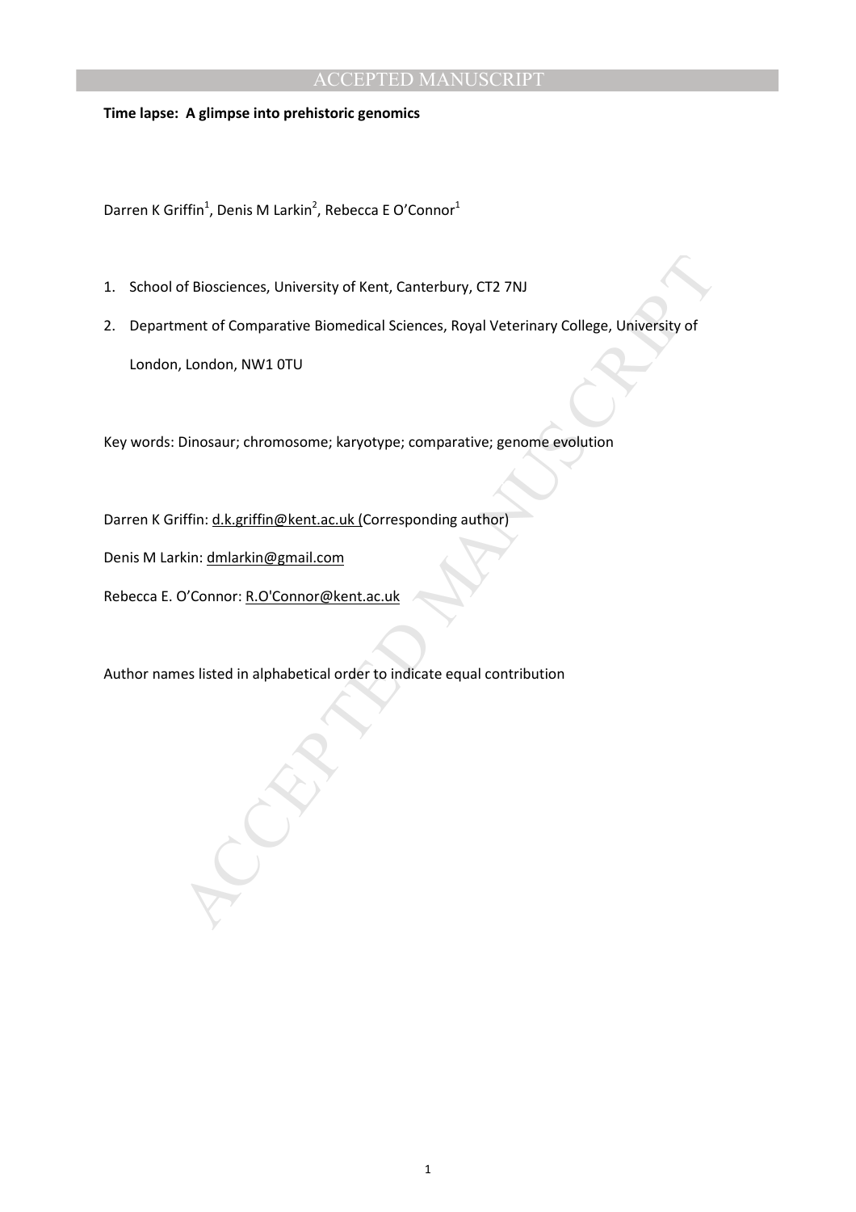**Time lapse: A glimpse into prehistoric genomics**

Darren K Griffin[1], Denis M Larkin[2], Rebecca E O'Connor[1]

1. School of Biosciences, University of Kent, Canterbury, CT2 7NJ
2. Department of Comparative Biomedical Sciences, Royal Veterinary College, University of London, London, NW1 0TU

Key words: Dinosaur; chromosome; karyotype; comparative; genome evolution

Darren K Griffin: d.k.griffin@kent.ac.uk (Corresponding author)

Denis M Larkin: dmlarkin@gmail.com

Rebecca E. O'Connor: R.O'Connor@kent.ac.uk

Author names listed in alphabetical order to indicate equal contribution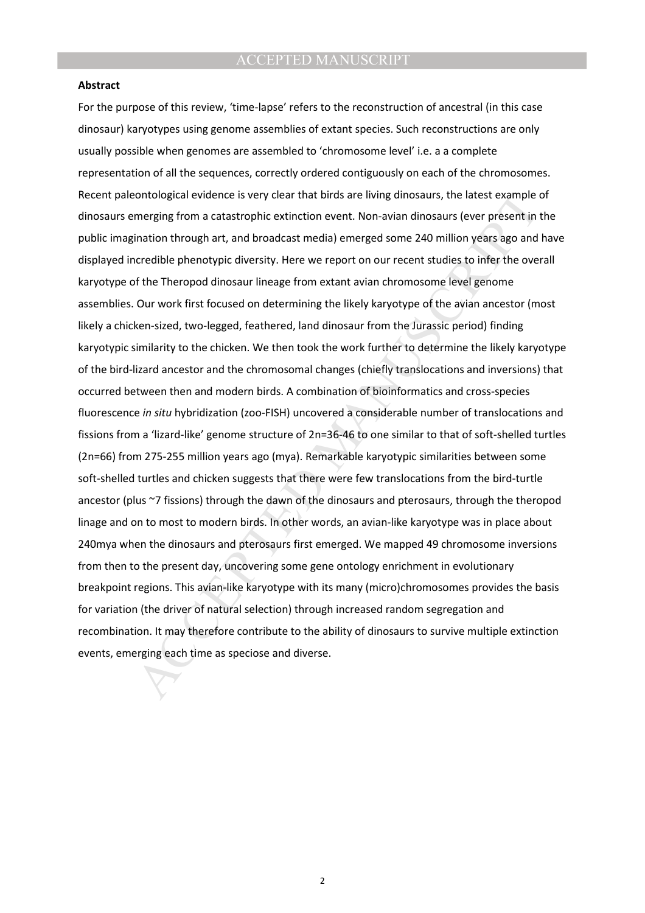**Abstract**

For the purpose of this review, 'time-lapse' refers to the reconstruction of ancestral (in this case dinosaur) karyotypes using genome assemblies of extant species. Such reconstructions are only usually possible when genomes are assembled to 'chromosome level' i.e. a a complete representation of all the sequences, correctly ordered contiguously on each of the chromosomes. Recent paleontological evidence is very clear that birds are living dinosaurs, the latest example of dinosaurs emerging from a catastrophic extinction event. Non-avian dinosaurs (ever present in the public imagination through art, and broadcast media) emerged some 240 million years ago and have displayed incredible phenotypic diversity. Here we report on our recent studies to infer the overall karyotype of the Theropod dinosaur lineage from extant avian chromosome level genome assemblies. Our work first focused on determining the likely karyotype of the avian ancestor (most likely a chicken-sized, two-legged, feathered, land dinosaur from the Jurassic period) finding karyotypic similarity to the chicken. We then took the work further to determine the likely karyotype of the bird-lizard ancestor and the chromosomal changes (chiefly translocations and inversions) that occurred between then and modern birds. A combination of bioinformatics and cross-species fluorescence *in situ* hybridization (zoo-FISH) uncovered a considerable number of translocations and fissions from a 'lizard-like' genome structure of 2n=36-46 to one similar to that of soft-shelled turtles (2n=66) from 275-255 million years ago (mya). Remarkable karyotypic similarities between some soft-shelled turtles and chicken suggests that there were few translocations from the bird-turtle ancestor (plus ~7 fissions) through the dawn of the dinosaurs and pterosaurs, through the theropod linage and on to most to modern birds. In other words, an avian-like karyotype was in place about 240mya when the dinosaurs and pterosaurs first emerged. We mapped 49 chromosome inversions from then to the present day, uncovering some gene ontology enrichment in evolutionary breakpoint regions. This avian-like karyotype with its many (micro)chromosomes provides the basis for variation (the driver of natural selection) through increased random segregation and recombination. It may therefore contribute to the ability of dinosaurs to survive multiple extinction events, emerging each time as speciose and diverse.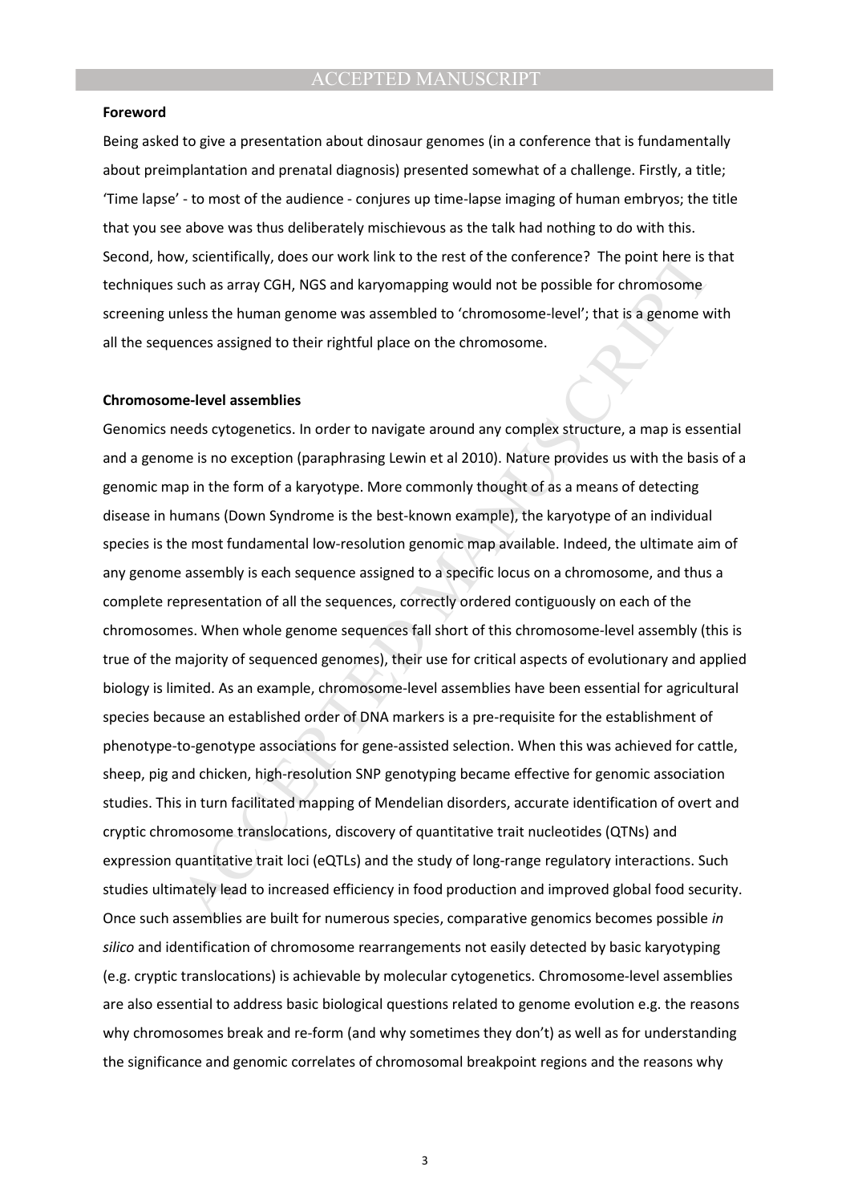**Foreword**

Being asked to give a presentation about dinosaur genomes (in a conference that is fundamentally about preimplantation and prenatal diagnosis) presented somewhat of a challenge. Firstly, a title; 'Time lapse' - to most of the audience - conjures up time-lapse imaging of human embryos; the title that you see above was thus deliberately mischievous as the talk had nothing to do with this. Second, how, scientifically, does our work link to the rest of the conference? The point here is that techniques such as array CGH, NGS and karyomapping would not be possible for chromosome screening unless the human genome was assembled to 'chromosome-level'; that is a genome with all the sequences assigned to their rightful place on the chromosome.

**Chromosome-level assemblies**

Genomics needs cytogenetics. In order to navigate around any complex structure, a map is essential and a genome is no exception (paraphrasing Lewin et al 2010). Nature provides us with the basis of a genomic map in the form of a karyotype. More commonly thought of as a means of detecting disease in humans (Down Syndrome is the best-known example), the karyotype of an individual species is the most fundamental low-resolution genomic map available. Indeed, the ultimate aim of any genome assembly is each sequence assigned to a specific locus on a chromosome, and thus a complete representation of all the sequences, correctly ordered contiguously on each of the chromosomes. When whole genome sequences fall short of this chromosome-level assembly (this is true of the majority of sequenced genomes), their use for critical aspects of evolutionary and applied biology is limited. As an example, chromosome-level assemblies have been essential for agricultural species because an established order of DNA markers is a pre-requisite for the establishment of phenotype-to-genotype associations for gene-assisted selection. When this was achieved for cattle, sheep, pig and chicken, high-resolution SNP genotyping became effective for genomic association studies. This in turn facilitated mapping of Mendelian disorders, accurate identification of overt and cryptic chromosome translocations, discovery of quantitative trait nucleotides (QTNs) and expression quantitative trait loci (eQTLs) and the study of long-range regulatory interactions. Such studies ultimately lead to increased efficiency in food production and improved global food security. Once such assemblies are built for numerous species, comparative genomics becomes possible *in silico* and identification of chromosome rearrangements not easily detected by basic karyotyping (e.g. cryptic translocations) is achievable by molecular cytogenetics. Chromosome-level assemblies are also essential to address basic biological questions related to genome evolution e.g. the reasons why chromosomes break and re-form (and why sometimes they don't) as well as for understanding the significance and genomic correlates of chromosomal breakpoint regions and the reasons why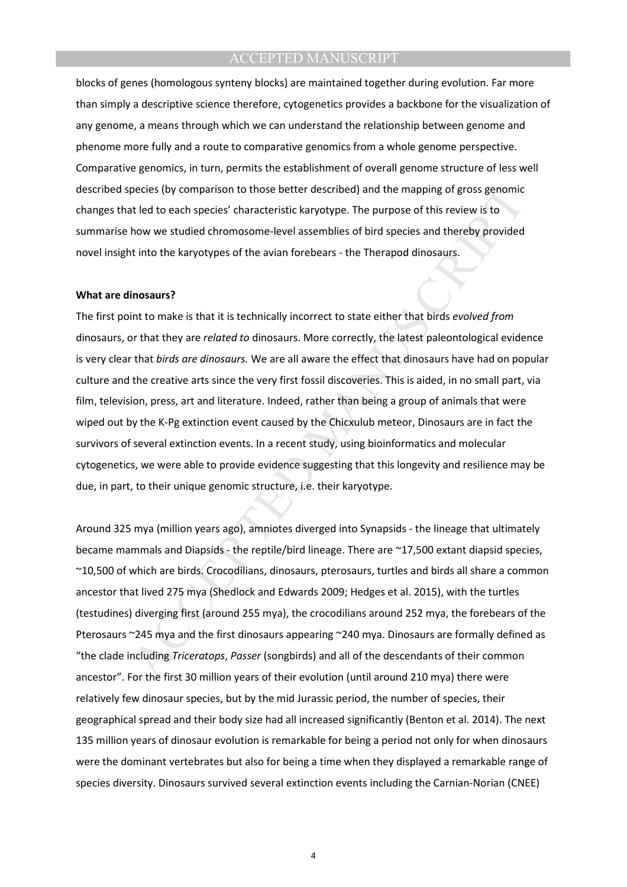blocks of genes (homologous synteny blocks) are maintained together during evolution. Far more than simply a descriptive science therefore, cytogenetics provides a backbone for the visualization of any genome, a means through which we can understand the relationship between genome and phenome more fully and a route to comparative genomics from a whole genome perspective. Comparative genomics, in turn, permits the establishment of overall genome structure of less well described species (by comparison to those better described) and the mapping of gross genomic changes that led to each species' characteristic karyotype. The purpose of this review is to summarise how we studied chromosome-level assemblies of bird species and thereby provided novel insight into the karyotypes of the avian forebears - the Therapod dinosaurs.

**What are dinosaurs?**

The first point to make is that it is technically incorrect to state either that birds *evolved from* dinosaurs, or that they are *related to* dinosaurs. More correctly, the latest paleontological evidence is very clear that *birds are dinosaurs.* We are all aware the effect that dinosaurs have had on popular culture and the creative arts since the very first fossil discoveries. This is aided, in no small part, via film, television, press, art and literature. Indeed, rather than being a group of animals that were wiped out by the K-Pg extinction event caused by the Chicxulub meteor, Dinosaurs are in fact the survivors of several extinction events. In a recent study, using bioinformatics and molecular cytogenetics, we were able to provide evidence suggesting that this longevity and resilience may be due, in part, to their unique genomic structure, i.e. their karyotype.

Around 325 mya (million years ago), amniotes diverged into Synapsids - the lineage that ultimately became mammals and Diapsids - the reptile/bird lineage. There are ~17,500 extant diapsid species, ~10,500 of which are birds. Crocodilians, dinosaurs, pterosaurs, turtles and birds all share a common ancestor that lived 275 mya (Shedlock and Edwards 2009; Hedges et al. 2015), with the turtles (testudines) diverging first (around 255 mya), the crocodilians around 252 mya, the forebears of the Pterosaurs ~245 mya and the first dinosaurs appearing ~240 mya. Dinosaurs are formally defined as "the clade including *Triceratops*, *Passer* (songbirds) and all of the descendants of their common ancestor". For the first 30 million years of their evolution (until around 210 mya) there were relatively few dinosaur species, but by the mid Jurassic period, the number of species, their geographical spread and their body size had all increased significantly (Benton et al. 2014). The next 135 million years of dinosaur evolution is remarkable for being a period not only for when dinosaurs were the dominant vertebrates but also for being a time when they displayed a remarkable range of species diversity. Dinosaurs survived several extinction events including the Carnian-Norian (CNEE)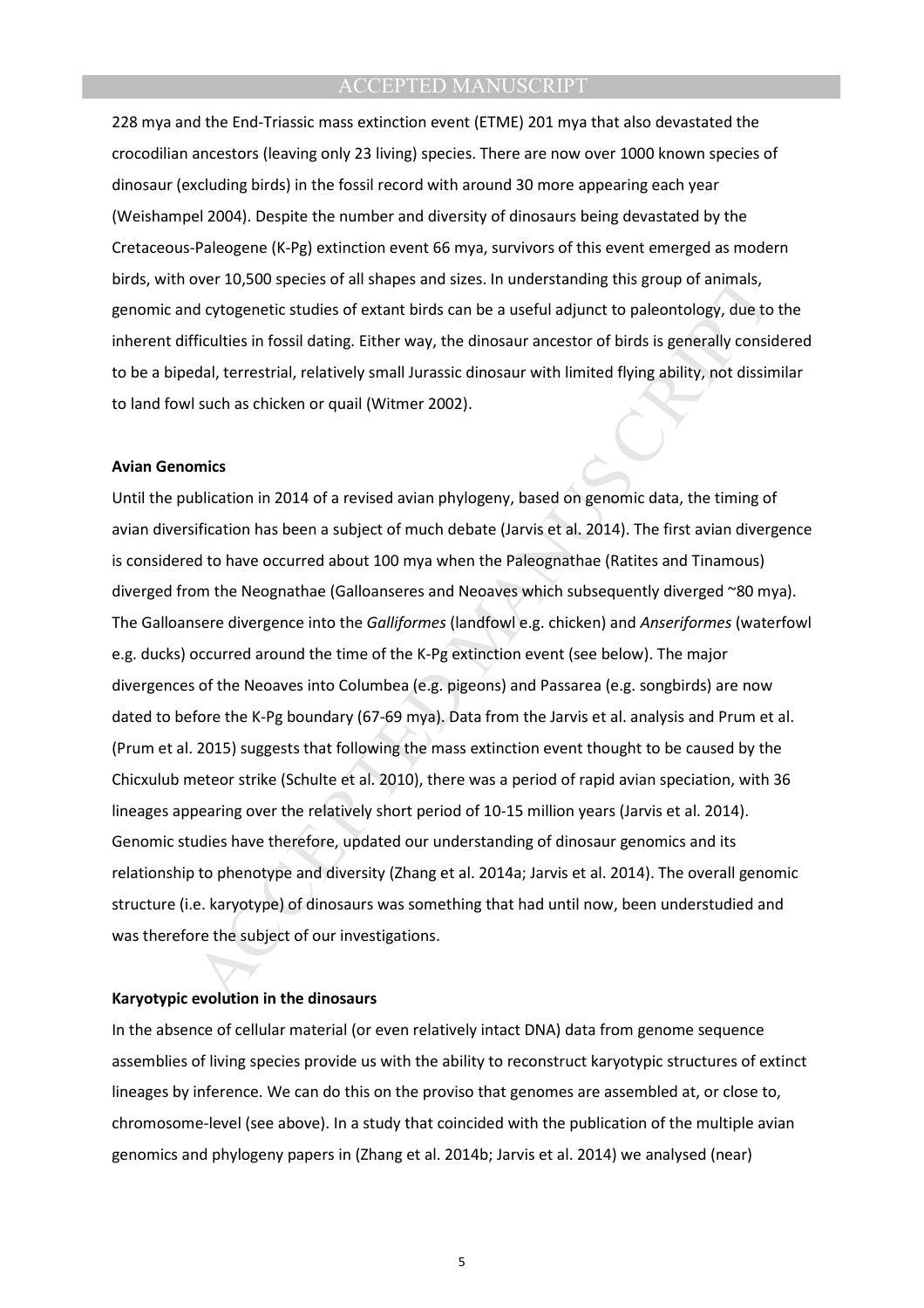228 mya and the End-Triassic mass extinction event (ETME) 201 mya that also devastated the crocodilian ancestors (leaving only 23 living) species. There are now over 1000 known species of dinosaur (excluding birds) in the fossil record with around 30 more appearing each year (Weishampel 2004). Despite the number and diversity of dinosaurs being devastated by the Cretaceous-Paleogene (K-Pg) extinction event 66 mya, survivors of this event emerged as modern birds, with over 10,500 species of all shapes and sizes. In understanding this group of animals, genomic and cytogenetic studies of extant birds can be a useful adjunct to paleontology, due to the inherent difficulties in fossil dating. Either way, the dinosaur ancestor of birds is generally considered to be a bipedal, terrestrial, relatively small Jurassic dinosaur with limited flying ability, not dissimilar to land fowl such as chicken or quail (Witmer 2002).

**Avian Genomics**

Until the publication in 2014 of a revised avian phylogeny, based on genomic data, the timing of avian diversification has been a subject of much debate (Jarvis et al. 2014). The first avian divergence is considered to have occurred about 100 mya when the Paleognathae (Ratites and Tinamous) diverged from the Neognathae (Galloanseres and Neoaves which subsequently diverged ~80 mya). The Galloansere divergence into the *Galliformes* (landfowl e.g. chicken) and *Anseriformes* (waterfowl e.g. ducks) occurred around the time of the K-Pg extinction event (see below). The major divergences of the Neoaves into Columbea (e.g. pigeons) and Passarea (e.g. songbirds) are now dated to before the K-Pg boundary (67-69 mya). Data from the Jarvis et al. analysis and Prum et al. (Prum et al. 2015) suggests that following the mass extinction event thought to be caused by the Chicxulub meteor strike (Schulte et al. 2010), there was a period of rapid avian speciation, with 36 lineages appearing over the relatively short period of 10-15 million years (Jarvis et al. 2014). Genomic studies have therefore, updated our understanding of dinosaur genomics and its relationship to phenotype and diversity (Zhang et al. 2014a; Jarvis et al. 2014). The overall genomic structure (i.e. karyotype) of dinosaurs was something that had until now, been understudied and was therefore the subject of our investigations.

**Karyotypic evolution in the dinosaurs**

In the absence of cellular material (or even relatively intact DNA) data from genome sequence assemblies of living species provide us with the ability to reconstruct karyotypic structures of extinct lineages by inference. We can do this on the proviso that genomes are assembled at, or close to, chromosome-level (see above). In a study that coincided with the publication of the multiple avian genomics and phylogeny papers in (Zhang et al. 2014b; Jarvis et al. 2014) we analysed (near)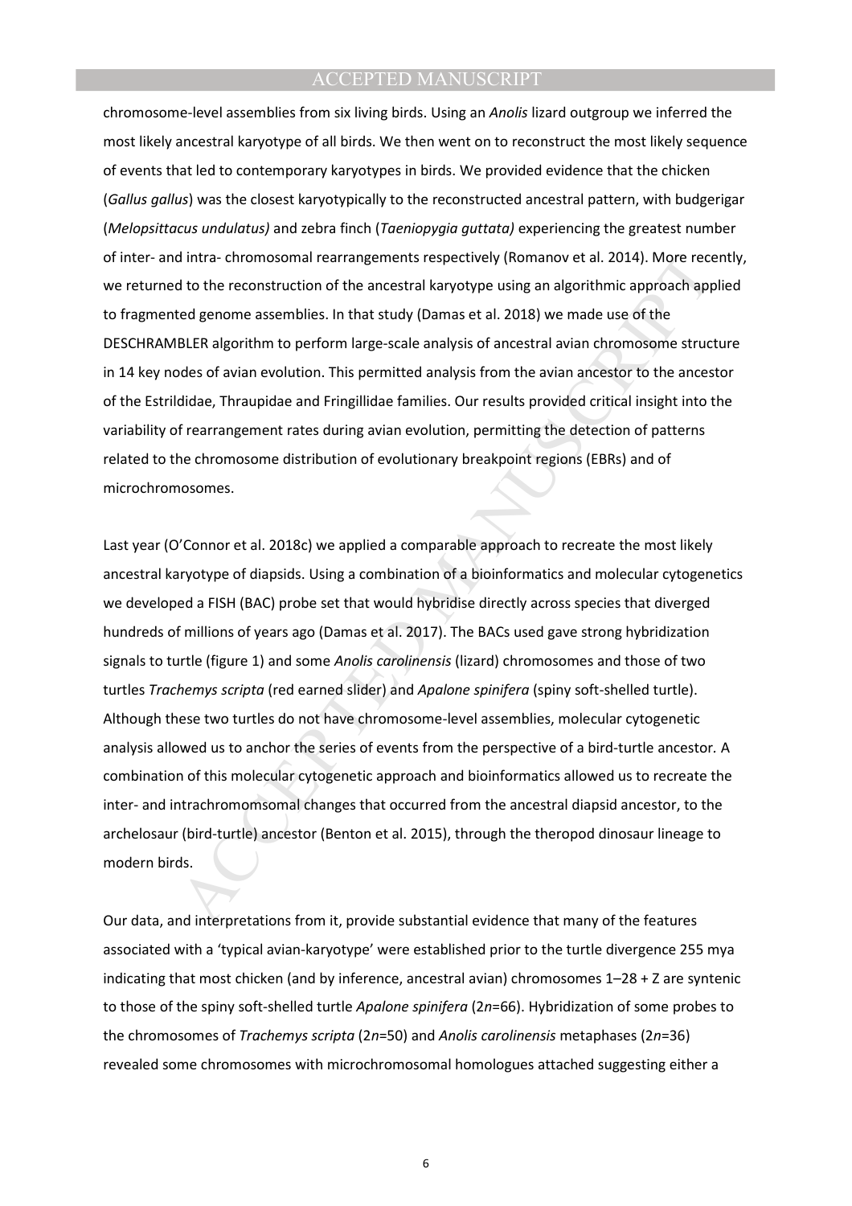chromosome-level assemblies from six living birds. Using an *Anolis* lizard outgroup we inferred the most likely ancestral karyotype of all birds. We then went on to reconstruct the most likely sequence of events that led to contemporary karyotypes in birds. We provided evidence that the chicken (*Gallus gallus*) was the closest karyotypically to the reconstructed ancestral pattern, with budgerigar (*Melopsittacus undulatus)* and zebra finch (*Taeniopygia guttata)* experiencing the greatest number of inter- and intra- chromosomal rearrangements respectively (Romanov et al. 2014). More recently, we returned to the reconstruction of the ancestral karyotype using an algorithmic approach applied to fragmented genome assemblies. In that study (Damas et al. 2018) we made use of the DESCHRAMBLER algorithm to perform large-scale analysis of ancestral avian chromosome structure in 14 key nodes of avian evolution. This permitted analysis from the avian ancestor to the ancestor of the Estrildidae, Thraupidae and Fringillidae families. Our results provided critical insight into the variability of rearrangement rates during avian evolution, permitting the detection of patterns related to the chromosome distribution of evolutionary breakpoint regions (EBRs) and of microchromosomes.

Last year (O'Connor et al. 2018c) we applied a comparable approach to recreate the most likely ancestral karyotype of diapsids. Using a combination of a bioinformatics and molecular cytogenetics we developed a FISH (BAC) probe set that would hybridise directly across species that diverged hundreds of millions of years ago (Damas et al. 2017). The BACs used gave strong hybridization signals to turtle (figure 1) and some *Anolis carolinensis* (lizard) chromosomes and those of two turtles *Trachemys scripta* (red earned slider) and *Apalone spinifera* (spiny soft-shelled turtle). Although these two turtles do not have chromosome-level assemblies, molecular cytogenetic analysis allowed us to anchor the series of events from the perspective of a bird-turtle ancestor. A combination of this molecular cytogenetic approach and bioinformatics allowed us to recreate the inter- and intrachromomsomal changes that occurred from the ancestral diapsid ancestor, to the archelosaur (bird-turtle) ancestor (Benton et al. 2015), through the theropod dinosaur lineage to modern birds.

Our data, and interpretations from it, provide substantial evidence that many of the features associated with a 'typical avian-karyotype' were established prior to the turtle divergence 255 mya indicating that most chicken (and by inference, ancestral avian) chromosomes 1–28 + Z are syntenic to those of the spiny soft-shelled turtle *Apalone spinifera* (2*n*=66). Hybridization of some probes to the chromosomes of *Trachemys scripta* (2*n*=50) and *Anolis carolinensis* metaphases (2*n*=36) revealed some chromosomes with microchromosomal homologues attached suggesting either a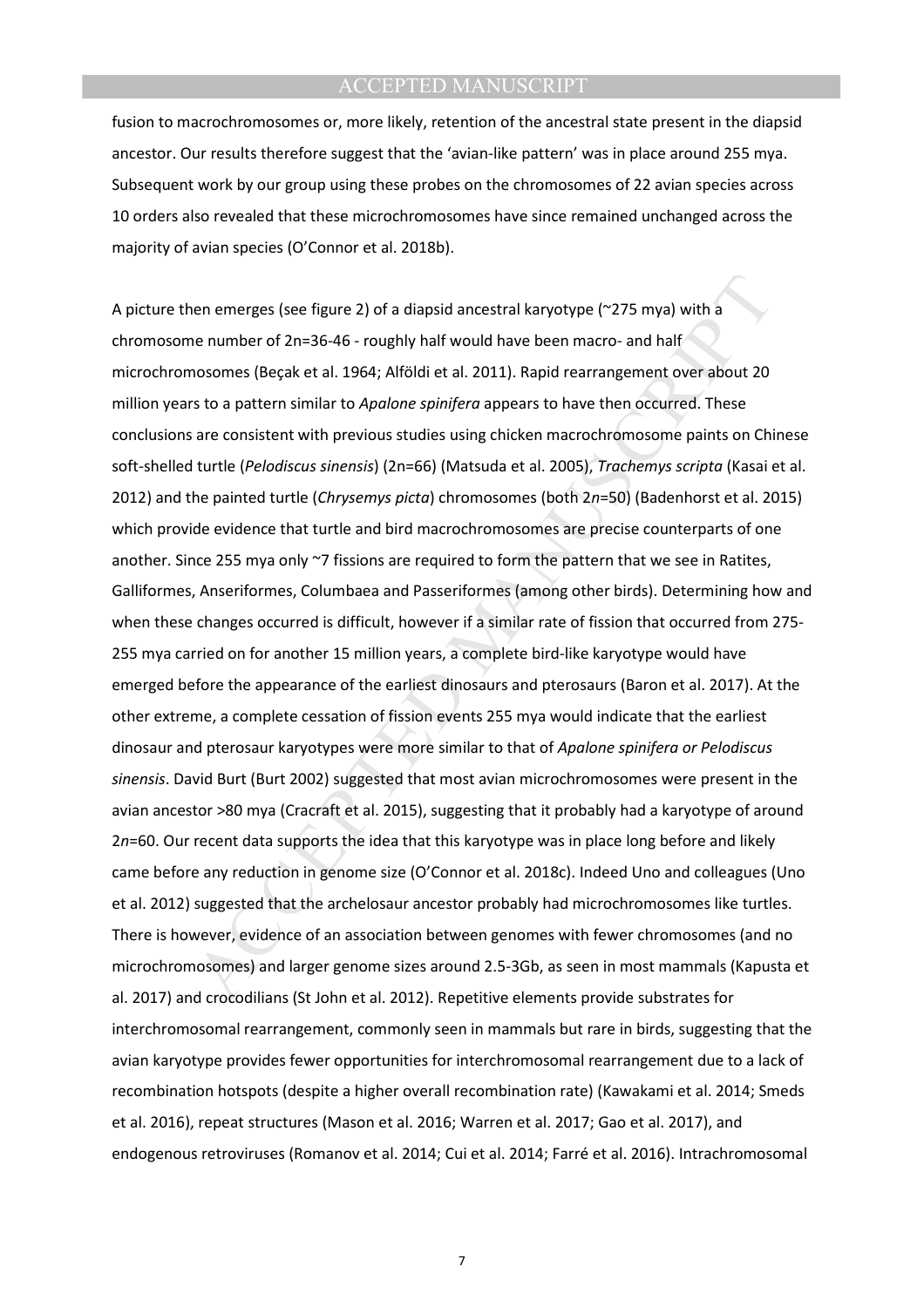fusion to macrochromosomes or, more likely, retention of the ancestral state present in the diapsid ancestor. Our results therefore suggest that the 'avian-like pattern' was in place around 255 mya. Subsequent work by our group using these probes on the chromosomes of 22 avian species across 10 orders also revealed that these microchromosomes have since remained unchanged across the majority of avian species (O'Connor et al. 2018b).

A picture then emerges (see figure 2) of a diapsid ancestral karyotype (~275 mya) with a chromosome number of 2n=36-46 - roughly half would have been macro- and half microchromosomes (Beçak et al. 1964; Alföldi et al. 2011). Rapid rearrangement over about 20 million years to a pattern similar to *Apalone spinifera* appears to have then occurred. These conclusions are consistent with previous studies using chicken macrochromosome paints on Chinese soft-shelled turtle (*Pelodiscus sinensis*) (2n=66) (Matsuda et al. 2005), *Trachemys scripta* (Kasai et al. 2012) and the painted turtle (*Chrysemys picta*) chromosomes (both 2*n*=50) (Badenhorst et al. 2015) which provide evidence that turtle and bird macrochromosomes are precise counterparts of one another. Since 255 mya only ~7 fissions are required to form the pattern that we see in Ratites, Galliformes, Anseriformes, Columbaea and Passeriformes (among other birds). Determining how and when these changes occurred is difficult, however if a similar rate of fission that occurred from 275-255 mya carried on for another 15 million years, a complete bird-like karyotype would have emerged before the appearance of the earliest dinosaurs and pterosaurs (Baron et al. 2017). At the other extreme, a complete cessation of fission events 255 mya would indicate that the earliest dinosaur and pterosaur karyotypes were more similar to that of *Apalone spinifera or Pelodiscus sinensis*. David Burt (Burt 2002) suggested that most avian microchromosomes were present in the avian ancestor >80 mya (Cracraft et al. 2015), suggesting that it probably had a karyotype of around 2*n*=60. Our recent data supports the idea that this karyotype was in place long before and likely came before any reduction in genome size (O'Connor et al. 2018c). Indeed Uno and colleagues (Uno et al. 2012) suggested that the archelosaur ancestor probably had microchromosomes like turtles. There is however, evidence of an association between genomes with fewer chromosomes (and no microchromosomes) and larger genome sizes around 2.5-3Gb, as seen in most mammals (Kapusta et al. 2017) and crocodilians (St John et al. 2012). Repetitive elements provide substrates for interchromosomal rearrangement, commonly seen in mammals but rare in birds, suggesting that the avian karyotype provides fewer opportunities for interchromosomal rearrangement due to a lack of recombination hotspots (despite a higher overall recombination rate) (Kawakami et al. 2014; Smeds et al. 2016), repeat structures (Mason et al. 2016; Warren et al. 2017; Gao et al. 2017), and endogenous retroviruses (Romanov et al. 2014; Cui et al. 2014; Farré et al. 2016). Intrachromosomal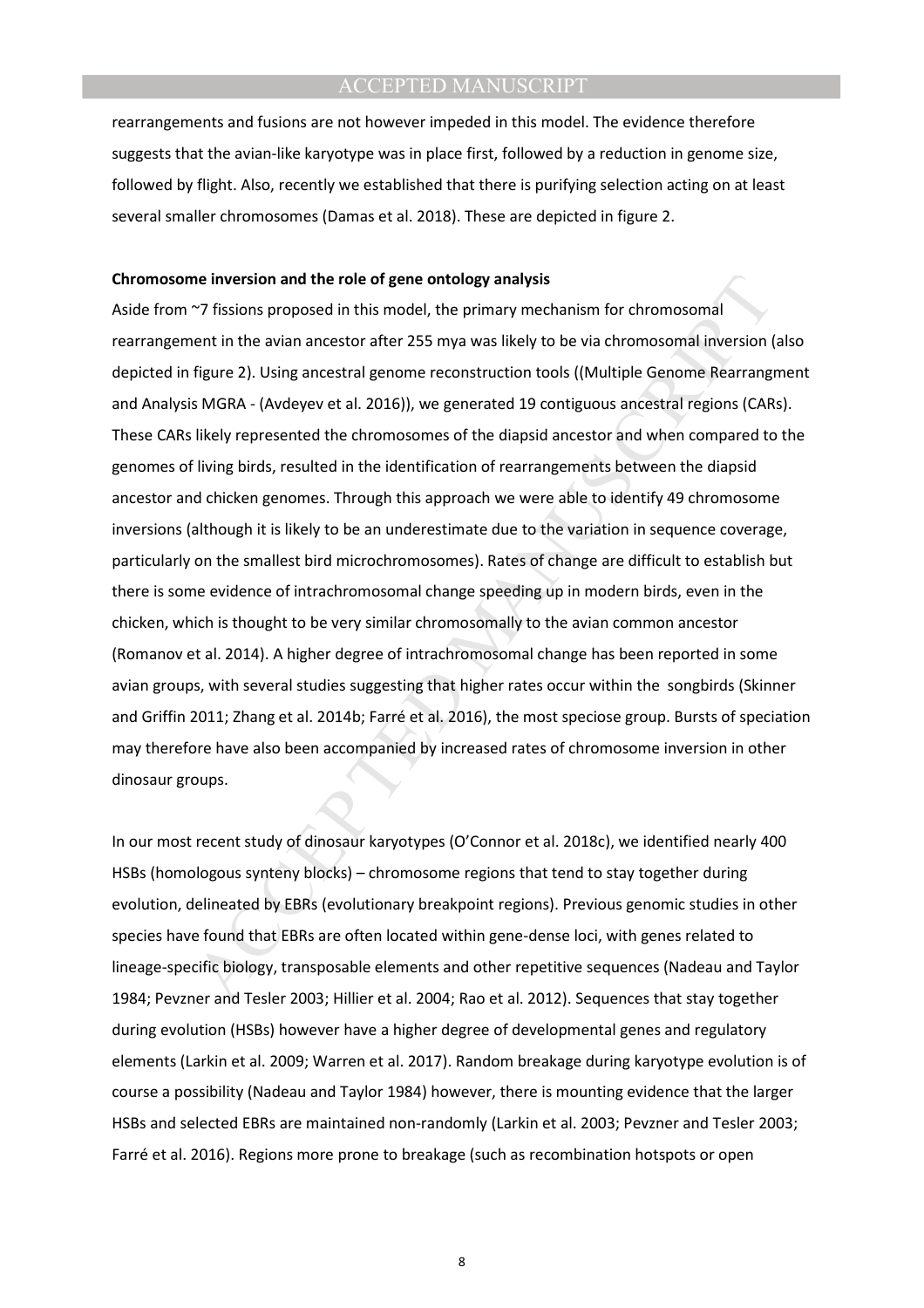rearrangements and fusions are not however impeded in this model. The evidence therefore suggests that the avian-like karyotype was in place first, followed by a reduction in genome size, followed by flight. Also, recently we established that there is purifying selection acting on at least several smaller chromosomes (Damas et al. 2018). These are depicted in figure 2.

**Chromosome inversion and the role of gene ontology analysis**

Aside from ~7 fissions proposed in this model, the primary mechanism for chromosomal rearrangement in the avian ancestor after 255 mya was likely to be via chromosomal inversion (also depicted in figure 2). Using ancestral genome reconstruction tools ((Multiple Genome Rearrangment and Analysis MGRA - (Avdeyev et al. 2016)), we generated 19 contiguous ancestral regions (CARs). These CARs likely represented the chromosomes of the diapsid ancestor and when compared to the genomes of living birds, resulted in the identification of rearrangements between the diapsid ancestor and chicken genomes. Through this approach we were able to identify 49 chromosome inversions (although it is likely to be an underestimate due to the variation in sequence coverage, particularly on the smallest bird microchromosomes). Rates of change are difficult to establish but there is some evidence of intrachromosomal change speeding up in modern birds, even in the chicken, which is thought to be very similar chromosomally to the avian common ancestor (Romanov et al. 2014). A higher degree of intrachromosomal change has been reported in some avian groups, with several studies suggesting that higher rates occur within the songbirds (Skinner and Griffin 2011; Zhang et al. 2014b; Farré et al. 2016), the most speciose group. Bursts of speciation may therefore have also been accompanied by increased rates of chromosome inversion in other dinosaur groups.

In our most recent study of dinosaur karyotypes (O'Connor et al. 2018c), we identified nearly 400 HSBs (homologous synteny blocks) – chromosome regions that tend to stay together during evolution, delineated by EBRs (evolutionary breakpoint regions). Previous genomic studies in other species have found that EBRs are often located within gene-dense loci, with genes related to lineage-specific biology, transposable elements and other repetitive sequences (Nadeau and Taylor 1984; Pevzner and Tesler 2003; Hillier et al. 2004; Rao et al. 2012). Sequences that stay together during evolution (HSBs) however have a higher degree of developmental genes and regulatory elements (Larkin et al. 2009; Warren et al. 2017). Random breakage during karyotype evolution is of course a possibility (Nadeau and Taylor 1984) however, there is mounting evidence that the larger HSBs and selected EBRs are maintained non-randomly (Larkin et al. 2003; Pevzner and Tesler 2003; Farré et al. 2016). Regions more prone to breakage (such as recombination hotspots or open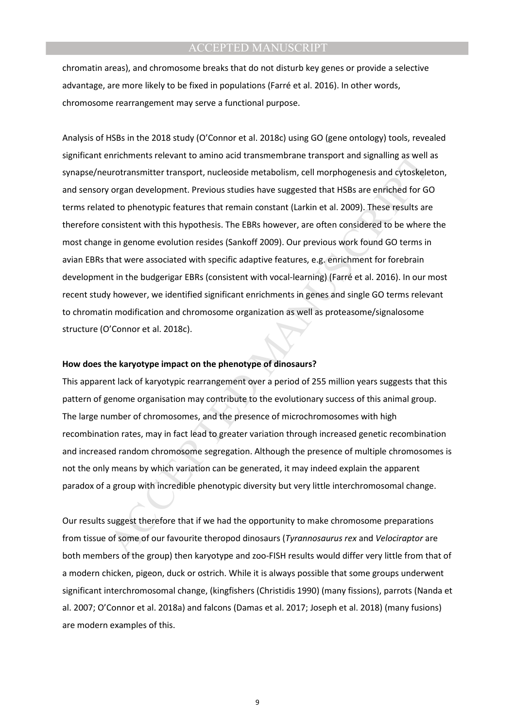chromatin areas), and chromosome breaks that do not disturb key genes or provide a selective advantage, are more likely to be fixed in populations (Farré et al. 2016). In other words, chromosome rearrangement may serve a functional purpose.

Analysis of HSBs in the 2018 study (O'Connor et al. 2018c) using GO (gene ontology) tools, revealed significant enrichments relevant to amino acid transmembrane transport and signalling as well as synapse/neurotransmitter transport, nucleoside metabolism, cell morphogenesis and cytoskeleton, and sensory organ development. Previous studies have suggested that HSBs are enriched for GO terms related to phenotypic features that remain constant (Larkin et al. 2009). These results are therefore consistent with this hypothesis. The EBRs however, are often considered to be where the most change in genome evolution resides (Sankoff 2009). Our previous work found GO terms in avian EBRs that were associated with specific adaptive features, e.g. enrichment for forebrain development in the budgerigar EBRs (consistent with vocal-learning) (Farré et al. 2016). In our most recent study however, we identified significant enrichments in genes and single GO terms relevant to chromatin modification and chromosome organization as well as proteasome/signalosome structure (O'Connor et al. 2018c).

**How does the karyotype impact on the phenotype of dinosaurs?**

This apparent lack of karyotypic rearrangement over a period of 255 million years suggests that this pattern of genome organisation may contribute to the evolutionary success of this animal group. The large number of chromosomes, and the presence of microchromosomes with high recombination rates, may in fact lead to greater variation through increased genetic recombination and increased random chromosome segregation. Although the presence of multiple chromosomes is not the only means by which variation can be generated, it may indeed explain the apparent paradox of a group with incredible phenotypic diversity but very little interchromosomal change.

Our results suggest therefore that if we had the opportunity to make chromosome preparations from tissue of some of our favourite theropod dinosaurs (*Tyrannosaurus rex* and *Velociraptor* are both members of the group) then karyotype and zoo-FISH results would differ very little from that of a modern chicken, pigeon, duck or ostrich. While it is always possible that some groups underwent significant interchromosomal change, (kingfishers (Christidis 1990) (many fissions), parrots (Nanda et al. 2007; O'Connor et al. 2018a) and falcons (Damas et al. 2017; Joseph et al. 2018) (many fusions) are modern examples of this.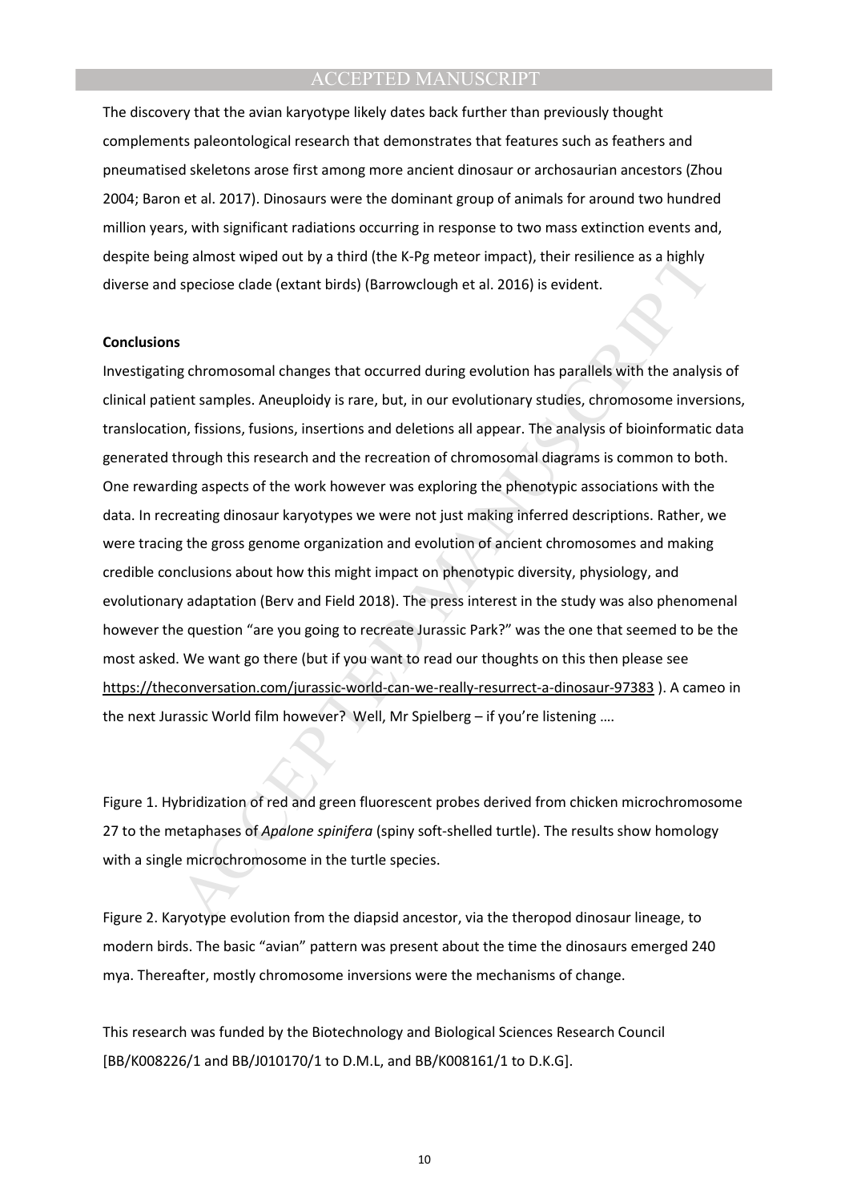The discovery that the avian karyotype likely dates back further than previously thought complements paleontological research that demonstrates that features such as feathers and pneumatised skeletons arose first among more ancient dinosaur or archosaurian ancestors (Zhou 2004; Baron et al. 2017). Dinosaurs were the dominant group of animals for around two hundred million years, with significant radiations occurring in response to two mass extinction events and, despite being almost wiped out by a third (the K-Pg meteor impact), their resilience as a highly diverse and speciose clade (extant birds) (Barrowclough et al. 2016) is evident.

**Conclusions**

Investigating chromosomal changes that occurred during evolution has parallels with the analysis of clinical patient samples. Aneuploidy is rare, but, in our evolutionary studies, chromosome inversions, translocation, fissions, fusions, insertions and deletions all appear. The analysis of bioinformatic data generated through this research and the recreation of chromosomal diagrams is common to both. One rewarding aspects of the work however was exploring the phenotypic associations with the data. In recreating dinosaur karyotypes we were not just making inferred descriptions. Rather, we were tracing the gross genome organization and evolution of ancient chromosomes and making credible conclusions about how this might impact on phenotypic diversity, physiology, and evolutionary adaptation (Berv and Field 2018). The press interest in the study was also phenomenal however the question "are you going to recreate Jurassic Park?" was the one that seemed to be the most asked. We want go there (but if you want to read our thoughts on this then please see https://theconversation.com/jurassic-world-can-we-really-resurrect-a-dinosaur-97383 ). A cameo in the next Jurassic World film however? Well, Mr Spielberg – if you're listening ….

Figure 1. Hybridization of red and green fluorescent probes derived from chicken microchromosome 27 to the metaphases of *Apalone spinifera* (spiny soft-shelled turtle). The results show homology with a single microchromosome in the turtle species.

Figure 2. Karyotype evolution from the diapsid ancestor, via the theropod dinosaur lineage, to modern birds. The basic "avian" pattern was present about the time the dinosaurs emerged 240 mya. Thereafter, mostly chromosome inversions were the mechanisms of change.

This research was funded by the Biotechnology and Biological Sciences Research Council [BB/K008226/1 and BB/J010170/1 to D.M.L, and BB/K008161/1 to D.K.G].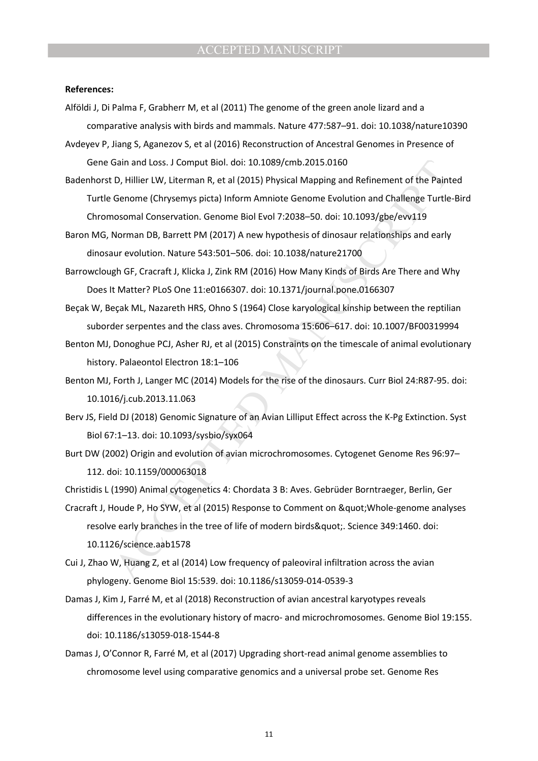**References:**

Alföldi J, Di Palma F, Grabherr M, et al (2011) The genome of the green anole lizard and a comparative analysis with birds and mammals. Nature 477:587–91. doi: 10.1038/nature10390

Avdeyev P, Jiang S, Aganezov S, et al (2016) Reconstruction of Ancestral Genomes in Presence of Gene Gain and Loss. J Comput Biol. doi: 10.1089/cmb.2015.0160

Badenhorst D, Hillier LW, Literman R, et al (2015) Physical Mapping and Refinement of the Painted Turtle Genome (Chrysemys picta) Inform Amniote Genome Evolution and Challenge Turtle-Bird Chromosomal Conservation. Genome Biol Evol 7:2038–50. doi: 10.1093/gbe/evv119

Baron MG, Norman DB, Barrett PM (2017) A new hypothesis of dinosaur relationships and early dinosaur evolution. Nature 543:501–506. doi: 10.1038/nature21700

Barrowclough GF, Cracraft J, Klicka J, Zink RM (2016) How Many Kinds of Birds Are There and Why Does It Matter? PLoS One 11:e0166307. doi: 10.1371/journal.pone.0166307

Beçak W, Beçak ML, Nazareth HRS, Ohno S (1964) Close karyological kinship between the reptilian suborder serpentes and the class aves. Chromosoma 15:606–617. doi: 10.1007/BF00319994

Benton MJ, Donoghue PCJ, Asher RJ, et al (2015) Constraints on the timescale of animal evolutionary history. Palaeontol Electron 18:1–106

Benton MJ, Forth J, Langer MC (2014) Models for the rise of the dinosaurs. Curr Biol 24:R87-95. doi: 10.1016/j.cub.2013.11.063

Berv JS, Field DJ (2018) Genomic Signature of an Avian Lilliput Effect across the K-Pg Extinction. Syst Biol 67:1–13. doi: 10.1093/sysbio/syx064

Burt DW (2002) Origin and evolution of avian microchromosomes. Cytogenet Genome Res 96:97–112. doi: 10.1159/000063018

Christidis L (1990) Animal cytogenetics 4: Chordata 3 B: Aves. Gebrüder Borntraeger, Berlin, Ger

Cracraft J, Houde P, Ho SYW, et al (2015) Response to Comment on &quot;Whole-genome analyses resolve early branches in the tree of life of modern birds&quot;. Science 349:1460. doi: 10.1126/science.aab1578

Cui J, Zhao W, Huang Z, et al (2014) Low frequency of paleoviral infiltration across the avian phylogeny. Genome Biol 15:539. doi: 10.1186/s13059-014-0539-3

Damas J, Kim J, Farré M, et al (2018) Reconstruction of avian ancestral karyotypes reveals differences in the evolutionary history of macro- and microchromosomes. Genome Biol 19:155. doi: 10.1186/s13059-018-1544-8

Damas J, O'Connor R, Farré M, et al (2017) Upgrading short-read animal genome assemblies to chromosome level using comparative genomics and a universal probe set. Genome Res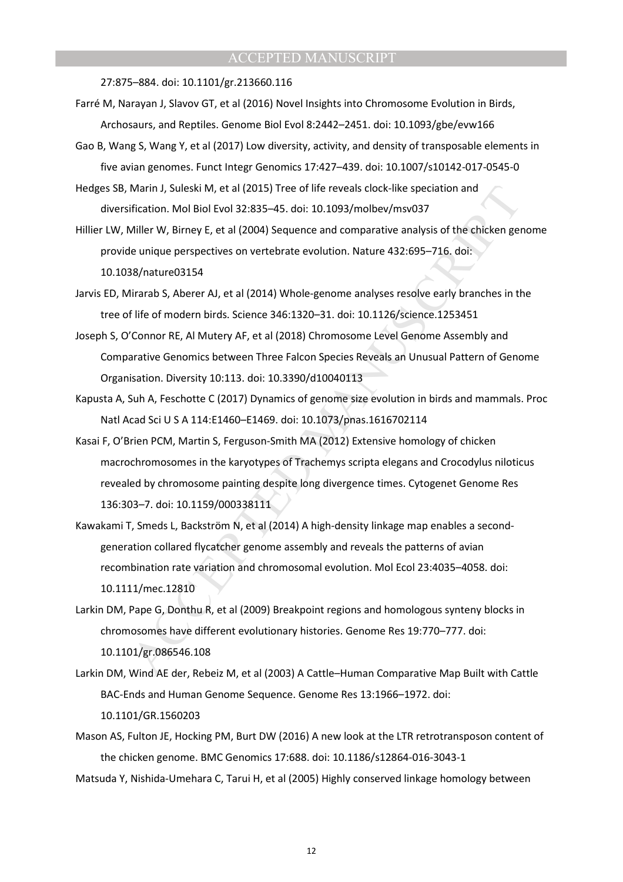27:875–884. doi: 10.1101/gr.213660.116

Farré M, Narayan J, Slavov GT, et al (2016) Novel Insights into Chromosome Evolution in Birds, Archosaurs, and Reptiles. Genome Biol Evol 8:2442–2451. doi: 10.1093/gbe/evw166

Gao B, Wang S, Wang Y, et al (2017) Low diversity, activity, and density of transposable elements in five avian genomes. Funct Integr Genomics 17:427–439. doi: 10.1007/s10142-017-0545-0

Hedges SB, Marin J, Suleski M, et al (2015) Tree of life reveals clock-like speciation and diversification. Mol Biol Evol 32:835–45. doi: 10.1093/molbev/msv037

Hillier LW, Miller W, Birney E, et al (2004) Sequence and comparative analysis of the chicken genome provide unique perspectives on vertebrate evolution. Nature 432:695–716. doi: 10.1038/nature03154

Jarvis ED, Mirarab S, Aberer AJ, et al (2014) Whole-genome analyses resolve early branches in the tree of life of modern birds. Science 346:1320–31. doi: 10.1126/science.1253451

Joseph S, O'Connor RE, Al Mutery AF, et al (2018) Chromosome Level Genome Assembly and Comparative Genomics between Three Falcon Species Reveals an Unusual Pattern of Genome Organisation. Diversity 10:113. doi: 10.3390/d10040113

Kapusta A, Suh A, Feschotte C (2017) Dynamics of genome size evolution in birds and mammals. Proc Natl Acad Sci U S A 114:E1460–E1469. doi: 10.1073/pnas.1616702114

Kasai F, O'Brien PCM, Martin S, Ferguson-Smith MA (2012) Extensive homology of chicken macrochromosomes in the karyotypes of Trachemys scripta elegans and Crocodylus niloticus revealed by chromosome painting despite long divergence times. Cytogenet Genome Res 136:303–7. doi: 10.1159/000338111

Kawakami T, Smeds L, Backström N, et al (2014) A high-density linkage map enables a second-generation collared flycatcher genome assembly and reveals the patterns of avian recombination rate variation and chromosomal evolution. Mol Ecol 23:4035–4058. doi: 10.1111/mec.12810

Larkin DM, Pape G, Donthu R, et al (2009) Breakpoint regions and homologous synteny blocks in chromosomes have different evolutionary histories. Genome Res 19:770–777. doi: 10.1101/gr.086546.108

Larkin DM, Wind AE der, Rebeiz M, et al (2003) A Cattle–Human Comparative Map Built with Cattle BAC-Ends and Human Genome Sequence. Genome Res 13:1966–1972. doi: 10.1101/GR.1560203

Mason AS, Fulton JE, Hocking PM, Burt DW (2016) A new look at the LTR retrotransposon content of the chicken genome. BMC Genomics 17:688. doi: 10.1186/s12864-016-3043-1

Matsuda Y, Nishida-Umehara C, Tarui H, et al (2005) Highly conserved linkage homology between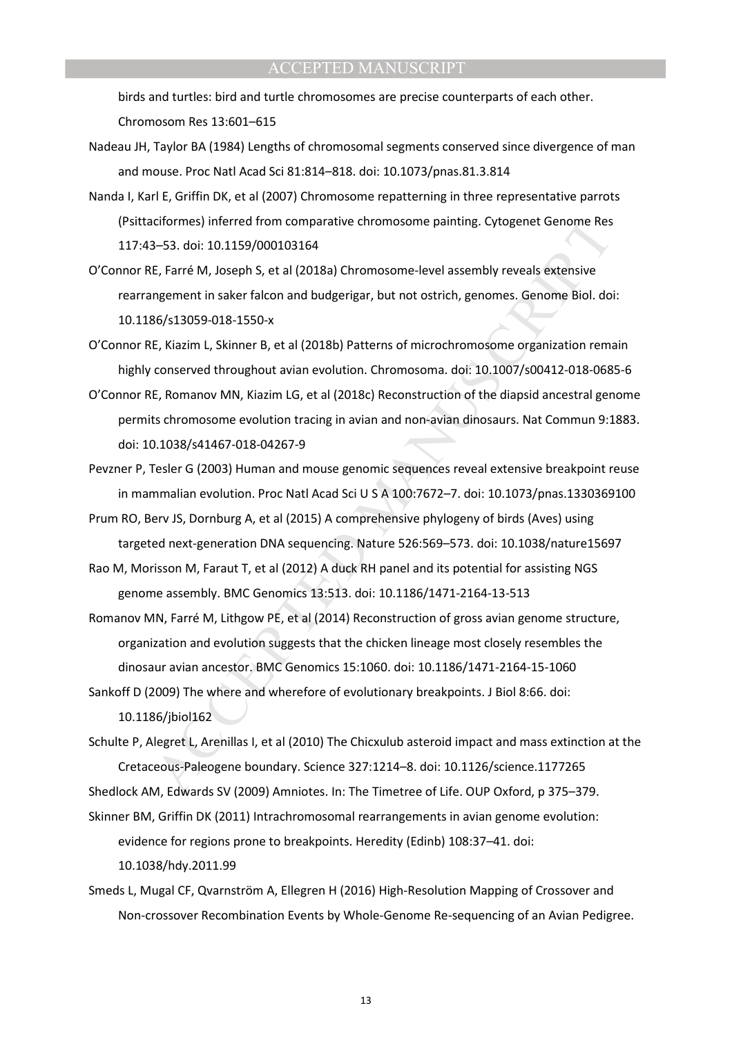birds and turtles: bird and turtle chromosomes are precise counterparts of each other. Chromosom Res 13:601–615

Nadeau JH, Taylor BA (1984) Lengths of chromosomal segments conserved since divergence of man and mouse. Proc Natl Acad Sci 81:814–818. doi: 10.1073/pnas.81.3.814

Nanda I, Karl E, Griffin DK, et al (2007) Chromosome repatterning in three representative parrots (Psittaciformes) inferred from comparative chromosome painting. Cytogenet Genome Res 117:43–53. doi: 10.1159/000103164

O'Connor RE, Farré M, Joseph S, et al (2018a) Chromosome-level assembly reveals extensive rearrangement in saker falcon and budgerigar, but not ostrich, genomes. Genome Biol. doi: 10.1186/s13059-018-1550-x

O'Connor RE, Kiazim L, Skinner B, et al (2018b) Patterns of microchromosome organization remain highly conserved throughout avian evolution. Chromosoma. doi: 10.1007/s00412-018-0685-6

O'Connor RE, Romanov MN, Kiazim LG, et al (2018c) Reconstruction of the diapsid ancestral genome permits chromosome evolution tracing in avian and non-avian dinosaurs. Nat Commun 9:1883. doi: 10.1038/s41467-018-04267-9

Pevzner P, Tesler G (2003) Human and mouse genomic sequences reveal extensive breakpoint reuse in mammalian evolution. Proc Natl Acad Sci U S A 100:7672–7. doi: 10.1073/pnas.1330369100

Prum RO, Berv JS, Dornburg A, et al (2015) A comprehensive phylogeny of birds (Aves) using targeted next-generation DNA sequencing. Nature 526:569–573. doi: 10.1038/nature15697

Rao M, Morisson M, Faraut T, et al (2012) A duck RH panel and its potential for assisting NGS genome assembly. BMC Genomics 13:513. doi: 10.1186/1471-2164-13-513

Romanov MN, Farré M, Lithgow PE, et al (2014) Reconstruction of gross avian genome structure, organization and evolution suggests that the chicken lineage most closely resembles the dinosaur avian ancestor. BMC Genomics 15:1060. doi: 10.1186/1471-2164-15-1060

Sankoff D (2009) The where and wherefore of evolutionary breakpoints. J Biol 8:66. doi: 10.1186/jbiol162

Schulte P, Alegret L, Arenillas I, et al (2010) The Chicxulub asteroid impact and mass extinction at the Cretaceous-Paleogene boundary. Science 327:1214–8. doi: 10.1126/science.1177265

Shedlock AM, Edwards SV (2009) Amniotes. In: The Timetree of Life. OUP Oxford, p 375–379.

Skinner BM, Griffin DK (2011) Intrachromosomal rearrangements in avian genome evolution: evidence for regions prone to breakpoints. Heredity (Edinb) 108:37–41. doi: 10.1038/hdy.2011.99

Smeds L, Mugal CF, Qvarnström A, Ellegren H (2016) High-Resolution Mapping of Crossover and Non-crossover Recombination Events by Whole-Genome Re-sequencing of an Avian Pedigree.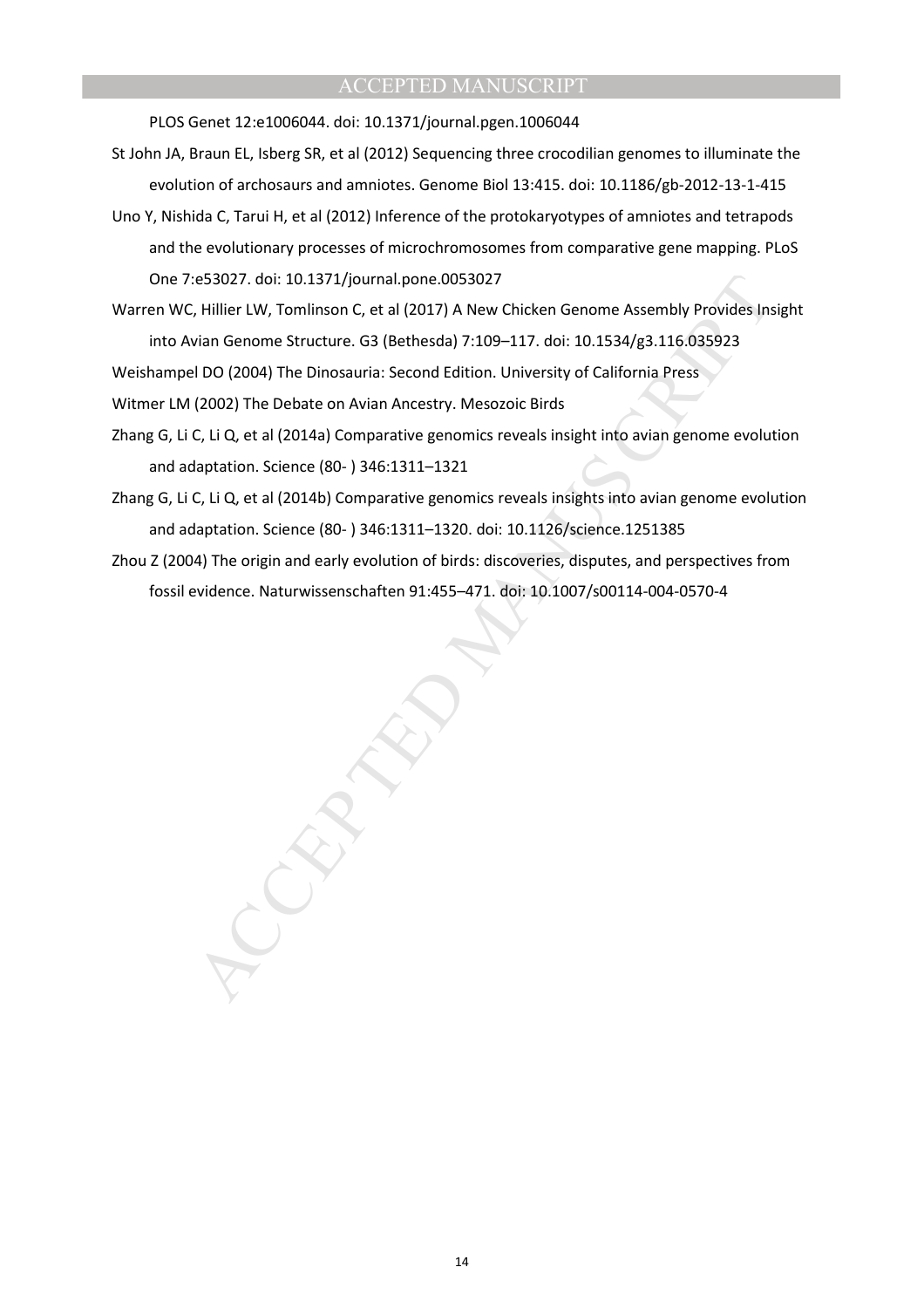PLOS Genet 12:e1006044. doi: 10.1371/journal.pgen.1006044

St John JA, Braun EL, Isberg SR, et al (2012) Sequencing three crocodilian genomes to illuminate the evolution of archosaurs and amniotes. Genome Biol 13:415. doi: 10.1186/gb-2012-13-1-415

Uno Y, Nishida C, Tarui H, et al (2012) Inference of the protokaryotypes of amniotes and tetrapods and the evolutionary processes of microchromosomes from comparative gene mapping. PLoS One 7:e53027. doi: 10.1371/journal.pone.0053027

Warren WC, Hillier LW, Tomlinson C, et al (2017) A New Chicken Genome Assembly Provides Insight into Avian Genome Structure. G3 (Bethesda) 7:109–117. doi: 10.1534/g3.116.035923

Weishampel DO (2004) The Dinosauria: Second Edition. University of California Press

Witmer LM (2002) The Debate on Avian Ancestry. Mesozoic Birds

Zhang G, Li C, Li Q, et al (2014a) Comparative genomics reveals insight into avian genome evolution and adaptation. Science (80- ) 346:1311–1321

Zhang G, Li C, Li Q, et al (2014b) Comparative genomics reveals insights into avian genome evolution and adaptation. Science (80- ) 346:1311–1320. doi: 10.1126/science.1251385

Zhou Z (2004) The origin and early evolution of birds: discoveries, disputes, and perspectives from fossil evidence. Naturwissenschaften 91:455–471. doi: 10.1007/s00114-004-0570-4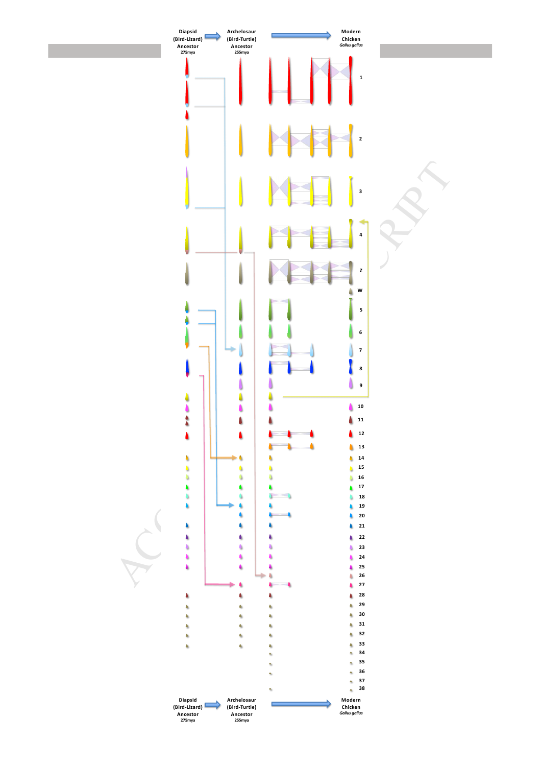Diapsid (Bird-Lizard) Ancestor 275mya

Archelosaur (Bird-Turtle) Ancestor 255mya

Modern Chicken *Gallus gallus*

1

2

3

4

Z

W

5

6

7

8

9

10

11

12

13

14

15

16

17

18

19

20

21

22

23

24

25

26

27

28

29

30

31

32

33

34

35

36

37

38

Diapsid (Bird-Lizard) Ancestor 275mya

Archelosaur (Bird-Turtle) Ancestor 255mya

Modern Chicken *Gallus gallus*